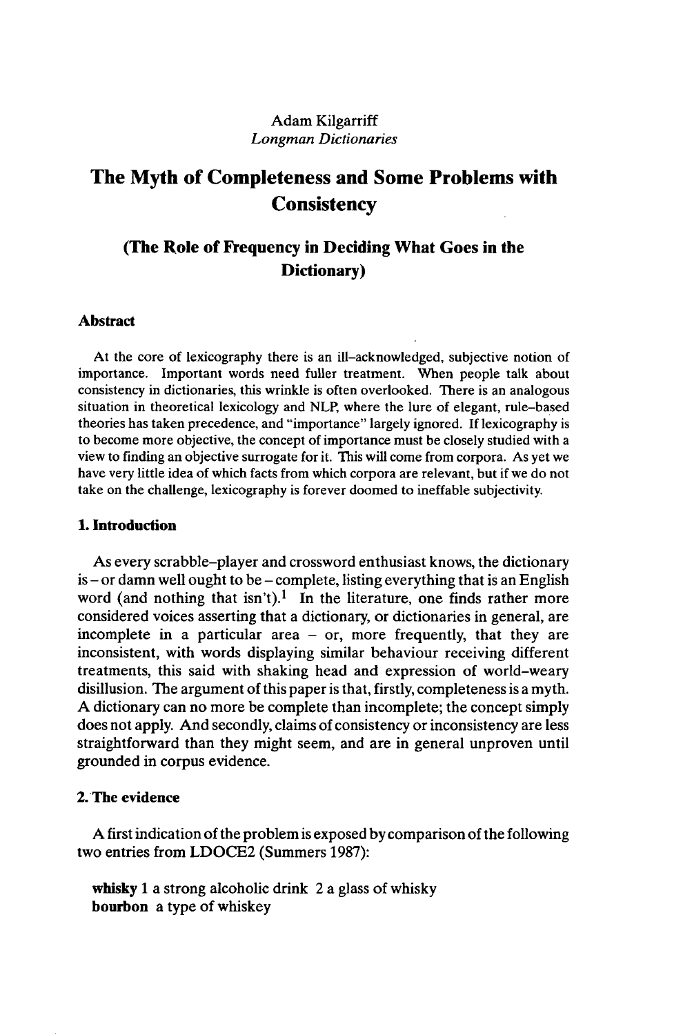Adam Kilgarriff
*Longman Dictionaries*

# The Myth of Completeness and Some Problems with Consistency

## (The Role of Frequency in Deciding What Goes in the Dictionary)

### Abstract

At the core of lexicography there is an ill–acknowledged, subjective notion of importance. Important words need fuller treatment. When people talk about consistency in dictionaries, this wrinkle is often overlooked. There is an analogous situation in theoretical lexicology and NLP, where the lure of elegant, rule–based theories has taken precedence, and "importance" largely ignored. If lexicography is to become more objective, the concept of importance must be closely studied with a view to finding an objective surrogate for it. This will come from corpora. As yet we have very little idea of which facts from which corpora are relevant, but if we do not take on the challenge, lexicography is forever doomed to ineffable subjectivity.

### 1. Introduction

As every scrabble–player and crossword enthusiast knows, the dictionary is – or damn well ought to be – complete, listing everything that is an English word (and nothing that isn't).[1] In the literature, one finds rather more considered voices asserting that a dictionary, or dictionaries in general, are incomplete in a particular area – or, more frequently, that they are inconsistent, with words displaying similar behaviour receiving different treatments, this said with shaking head and expression of world–weary disillusion. The argument of this paper is that, firstly, completeness is a myth. A dictionary can no more be complete than incomplete; the concept simply does not apply. And secondly, claims of consistency or inconsistency are less straightforward than they might seem, and are in general unproven until grounded in corpus evidence.

### 2. The evidence

A first indication of the problem is exposed by comparison of the following two entries from LDOCE2 (Summers 1987):

**whisky** 1 a strong alcoholic drink 2 a glass of whisky
**bourbon** a type of whiskey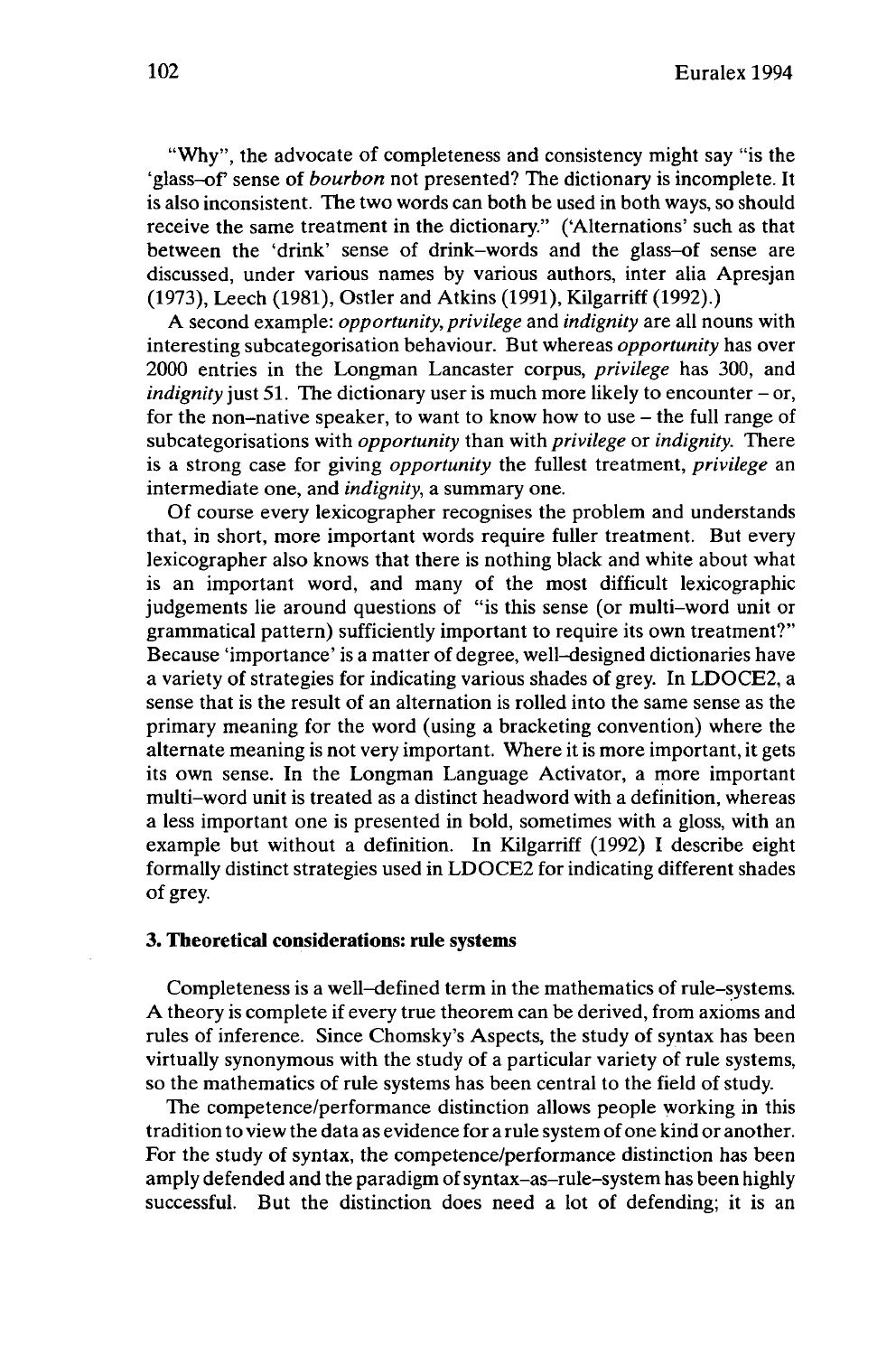"Why", the advocate of completeness and consistency might say "is the 'glass–of' sense of *bourbon* not presented? The dictionary is incomplete. It is also inconsistent. The two words can both be used in both ways, so should receive the same treatment in the dictionary." ('Alternations' such as that between the 'drink' sense of drink–words and the glass–of sense are discussed, under various names by various authors, inter alia Apresjan (1973), Leech (1981), Ostler and Atkins (1991), Kilgarriff (1992).)

A second example: *opportunity*, *privilege* and *indignity* are all nouns with interesting subcategorisation behaviour. But whereas *opportunity* has over 2000 entries in the Longman Lancaster corpus, *privilege* has 300, and *indignity* just 51. The dictionary user is much more likely to encounter – or, for the non–native speaker, to want to know how to use – the full range of subcategorisations with *opportunity* than with *privilege* or *indignity*. There is a strong case for giving *opportunity* the fullest treatment, *privilege* an intermediate one, and *indignity*, a summary one.

Of course every lexicographer recognises the problem and understands that, in short, more important words require fuller treatment. But every lexicographer also knows that there is nothing black and white about what is an important word, and many of the most difficult lexicographic judgements lie around questions of "is this sense (or multi–word unit or grammatical pattern) sufficiently important to require its own treatment?" Because 'importance' is a matter of degree, well–designed dictionaries have a variety of strategies for indicating various shades of grey. In LDOCE2, a sense that is the result of an alternation is rolled into the same sense as the primary meaning for the word (using a bracketing convention) where the alternate meaning is not very important. Where it is more important, it gets its own sense. In the Longman Language Activator, a more important multi–word unit is treated as a distinct headword with a definition, whereas a less important one is presented in bold, sometimes with a gloss, with an example but without a definition. In Kilgarriff (1992) I describe eight formally distinct strategies used in LDOCE2 for indicating different shades of grey.

### 3. Theoretical considerations: rule systems

Completeness is a well–defined term in the mathematics of rule–systems. A theory is complete if every true theorem can be derived, from axioms and rules of inference. Since Chomsky's Aspects, the study of syntax has been virtually synonymous with the study of a particular variety of rule systems, so the mathematics of rule systems has been central to the field of study.

The competence/performance distinction allows people working in this tradition to view the data as evidence for a rule system of one kind or another. For the study of syntax, the competence/performance distinction has been amply defended and the paradigm of syntax–as–rule–system has been highly successful. But the distinction does need a lot of defending; it is an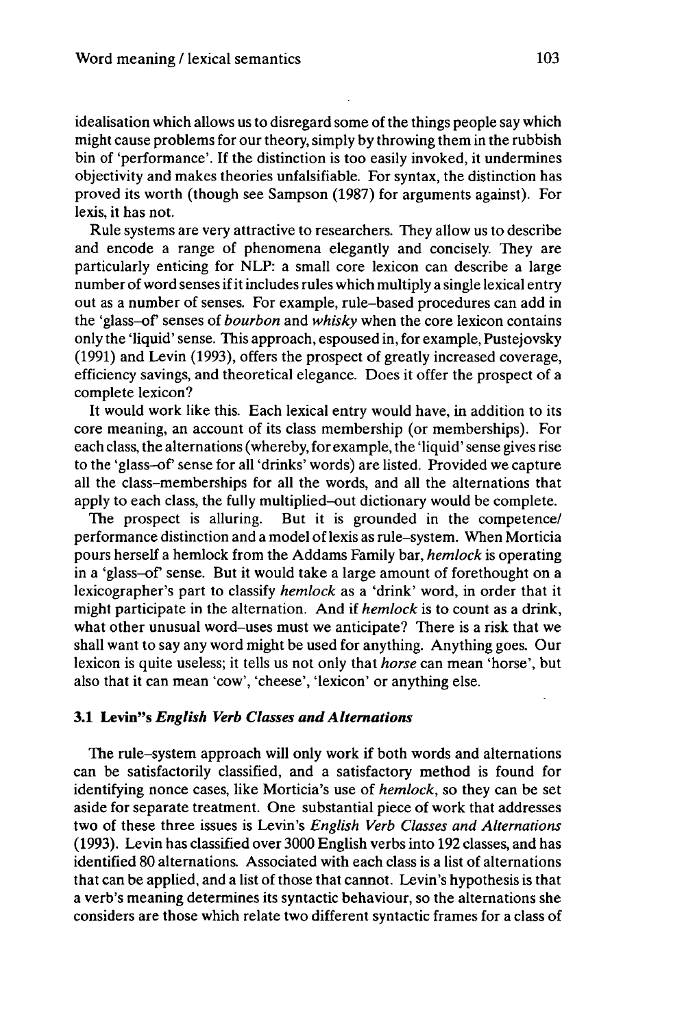idealisation which allows us to disregard some of the things people say which might cause problems for our theory, simply by throwing them in the rubbish bin of 'performance'. If the distinction is too easily invoked, it undermines objectivity and makes theories unfalsifiable. For syntax, the distinction has proved its worth (though see Sampson (1987) for arguments against). For lexis, it has not.

Rule systems are very attractive to researchers. They allow us to describe and encode a range of phenomena elegantly and concisely. They are particularly enticing for NLP: a small core lexicon can describe a large number of word senses if it includes rules which multiply a single lexical entry out as a number of senses. For example, rule–based procedures can add in the 'glass–of' senses of *bourbon* and *whisky* when the core lexicon contains only the 'liquid' sense. This approach, espoused in, for example, Pustejovsky (1991) and Levin (1993), offers the prospect of greatly increased coverage, efficiency savings, and theoretical elegance. Does it offer the prospect of a complete lexicon?

It would work like this. Each lexical entry would have, in addition to its core meaning, an account of its class membership (or memberships). For each class, the alternations (whereby, for example, the 'liquid' sense gives rise to the 'glass–of' sense for all 'drinks' words) are listed. Provided we capture all the class–memberships for all the words, and all the alternations that apply to each class, the fully multiplied–out dictionary would be complete.

The prospect is alluring. But it is grounded in the competence/ performance distinction and a model of lexis as rule–system. When Morticia pours herself a hemlock from the Addams Family bar, *hemlock* is operating in a 'glass–of' sense. But it would take a large amount of forethought on a lexicographer's part to classify *hemlock* as a 'drink' word, in order that it might participate in the alternation. And if *hemlock* is to count as a drink, what other unusual word–uses must we anticipate? There is a risk that we shall want to say any word might be used for anything. Anything goes. Our lexicon is quite useless; it tells us not only that *horse* can mean 'horse', but also that it can mean 'cow', 'cheese', 'lexicon' or anything else.

### 3.1 Levin"s *English Verb Classes and Alternations*

The rule–system approach will only work if both words and alternations can be satisfactorily classified, and a satisfactory method is found for identifying nonce cases, like Morticia's use of *hemlock*, so they can be set aside for separate treatment. One substantial piece of work that addresses two of these three issues is Levin's *English Verb Classes and Alternations* (1993). Levin has classified over 3000 English verbs into 192 classes, and has identified 80 alternations. Associated with each class is a list of alternations that can be applied, and a list of those that cannot. Levin's hypothesis is that a verb's meaning determines its syntactic behaviour, so the alternations she considers are those which relate two different syntactic frames for a class of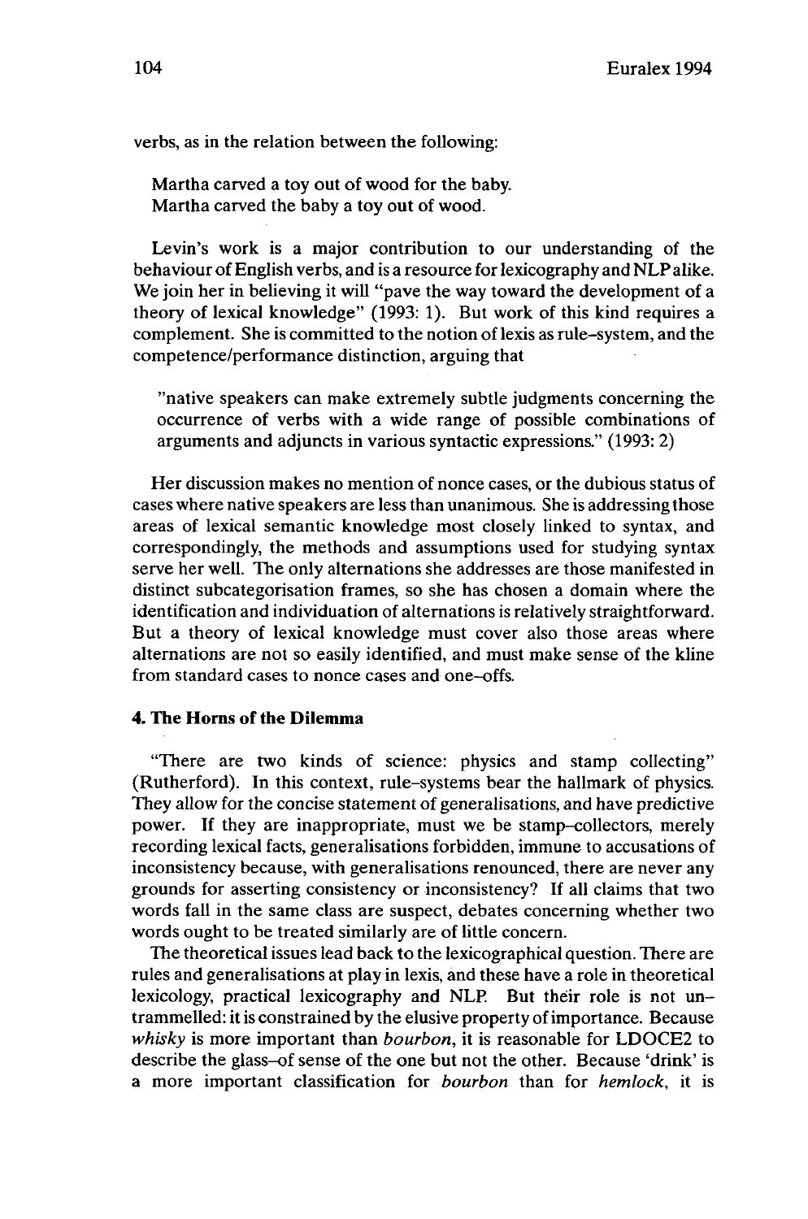verbs, as in the relation between the following:

> Martha carved a toy out of wood for the baby.
> Martha carved the baby a toy out of wood.

Levin's work is a major contribution to our understanding of the behaviour of English verbs, and is a resource for lexicography and NLP alike. We join her in believing it will "pave the way toward the development of a theory of lexical knowledge" (1993: 1). But work of this kind requires a complement. She is committed to the notion of lexis as rule-system, and the competence/performance distinction, arguing that

> "native speakers can make extremely subtle judgments concerning the occurrence of verbs with a wide range of possible combinations of arguments and adjuncts in various syntactic expressions." (1993: 2)

Her discussion makes no mention of nonce cases, or the dubious status of cases where native speakers are less than unanimous. She is addressing those areas of lexical semantic knowledge most closely linked to syntax, and correspondingly, the methods and assumptions used for studying syntax serve her well. The only alternations she addresses are those manifested in distinct subcategorisation frames, so she has chosen a domain where the identification and individuation of alternations is relatively straightforward. But a theory of lexical knowledge must cover also those areas where alternations are not so easily identified, and must make sense of the kline from standard cases to nonce cases and one-offs.

**4. The Horns of the Dilemma**

"There are two kinds of science: physics and stamp collecting" (Rutherford). In this context, rule-systems bear the hallmark of physics. They allow for the concise statement of generalisations, and have predictive power. If they are inappropriate, must we be stamp-collectors, merely recording lexical facts, generalisations forbidden, immune to accusations of inconsistency because, with generalisations renounced, there are never any grounds for asserting consistency or inconsistency? If all claims that two words fall in the same class are suspect, debates concerning whether two words ought to be treated similarly are of little concern.

The theoretical issues lead back to the lexicographical question. There are rules and generalisations at play in lexis, and these have a role in theoretical lexicology, practical lexicography and NLP. But their role is not untrammelled: it is constrained by the elusive property of importance. Because *whisky* is more important than *bourbon*, it is reasonable for LDOCE2 to describe the glass-of sense of the one but not the other. Because 'drink' is a more important classification for *bourbon* than for *hemlock*, it is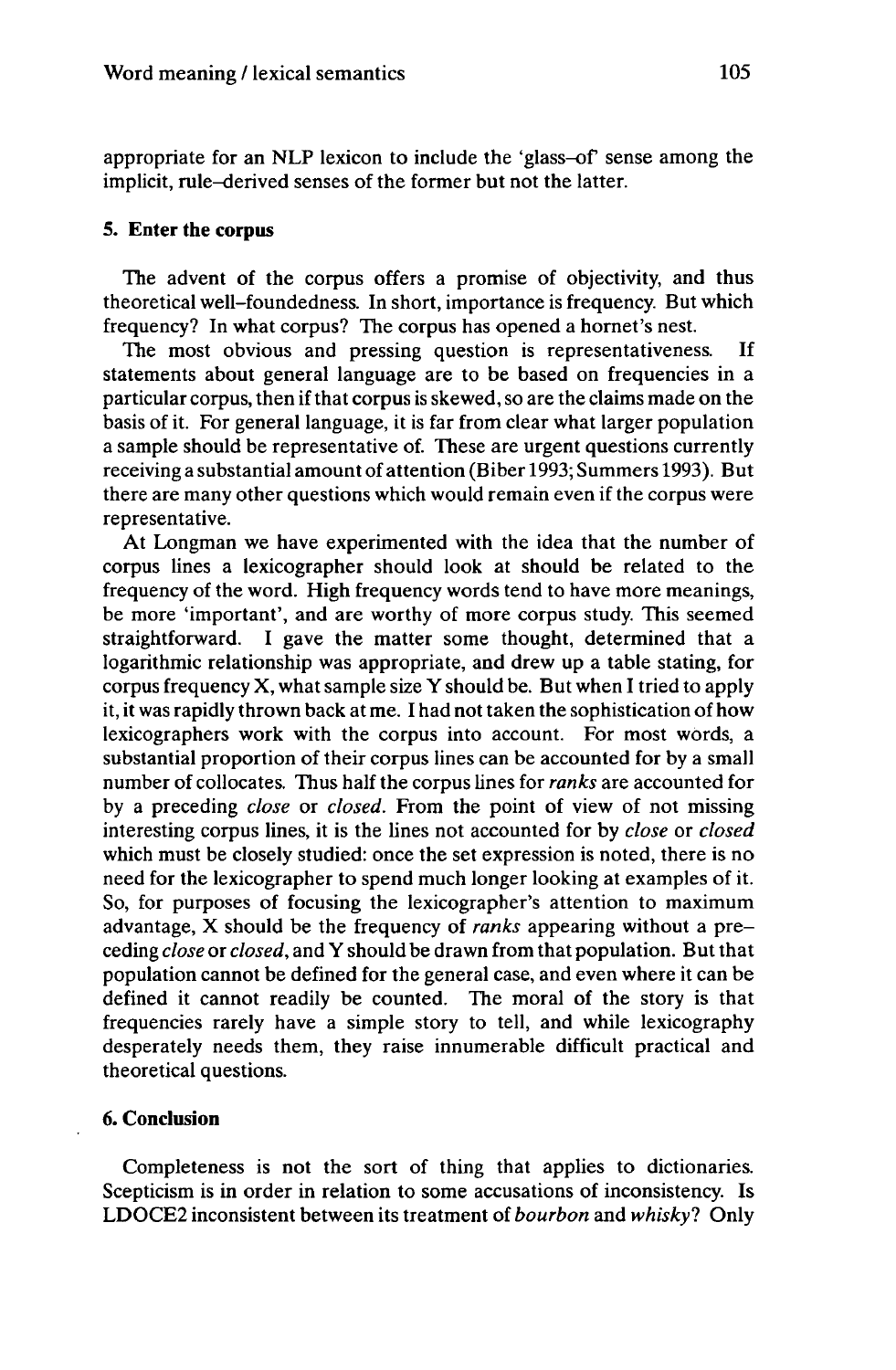appropriate for an NLP lexicon to include the 'glass–of' sense among the implicit, rule–derived senses of the former but not the latter.

## 5. Enter the corpus

The advent of the corpus offers a promise of objectivity, and thus theoretical well–foundedness. In short, importance is frequency. But which frequency? In what corpus? The corpus has opened a hornet's nest.

The most obvious and pressing question is representativeness. If statements about general language are to be based on frequencies in a particular corpus, then if that corpus is skewed, so are the claims made on the basis of it. For general language, it is far from clear what larger population a sample should be representative of. These are urgent questions currently receiving a substantial amount of attention (Biber 1993; Summers 1993). But there are many other questions which would remain even if the corpus were representative.

At Longman we have experimented with the idea that the number of corpus lines a lexicographer should look at should be related to the frequency of the word. High frequency words tend to have more meanings, be more 'important', and are worthy of more corpus study. This seemed straightforward. I gave the matter some thought, determined that a logarithmic relationship was appropriate, and drew up a table stating, for corpus frequency X, what sample size Y should be. But when I tried to apply it, it was rapidly thrown back at me. I had not taken the sophistication of how lexicographers work with the corpus into account. For most words, a substantial proportion of their corpus lines can be accounted for by a small number of collocates. Thus half the corpus lines for *ranks* are accounted for by a preceding *close* or *closed*. From the point of view of not missing interesting corpus lines, it is the lines not accounted for by *close* or *closed* which must be closely studied: once the set expression is noted, there is no need for the lexicographer to spend much longer looking at examples of it. So, for purposes of focusing the lexicographer's attention to maximum advantage, X should be the frequency of *ranks* appearing without a preceding *close* or *closed*, and Y should be drawn from that population. But that population cannot be defined for the general case, and even where it can be defined it cannot readily be counted. The moral of the story is that frequencies rarely have a simple story to tell, and while lexicography desperately needs them, they raise innumerable difficult practical and theoretical questions.

## 6. Conclusion

Completeness is not the sort of thing that applies to dictionaries. Scepticism is in order in relation to some accusations of inconsistency. Is LDOCE2 inconsistent between its treatment of *bourbon* and *whisky*? Only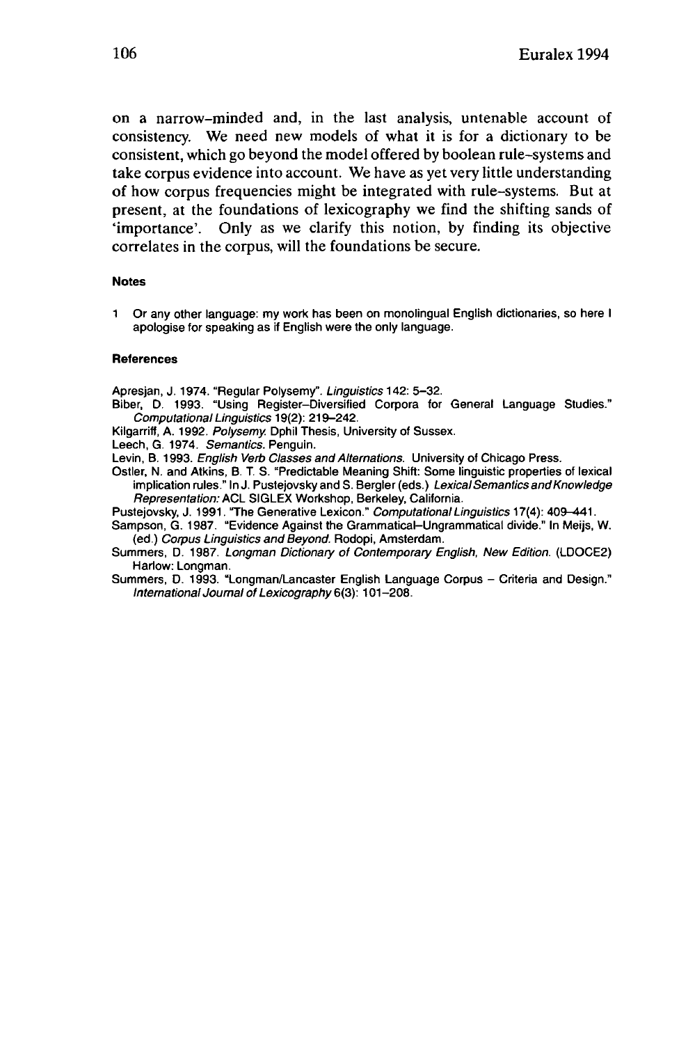on a narrow-minded and, in the last analysis, untenable account of consistency. We need new models of what it is for a dictionary to be consistent, which go beyond the model offered by boolean rule-systems and take corpus evidence into account. We have as yet very little understanding of how corpus frequencies might be integrated with rule-systems. But at present, at the foundations of lexicography we find the shifting sands of 'importance'. Only as we clarify this notion, by finding its objective correlates in the corpus, will the foundations be secure.

#### Notes

1 Or any other language: my work has been on monolingual English dictionaries, so here I apologise for speaking as if English were the only language.

#### References

Apresjan, J. 1974. "Regular Polysemy". *Linguistics* 142: 5–32.

Biber, D. 1993. "Using Register-Diversified Corpora for General Language Studies." *Computational Linguistics* 19(2): 219–242.

Kilgarriff, A. 1992. *Polysemy.* Dphil Thesis, University of Sussex.

Leech, G. 1974. *Semantics.* Penguin.

Levin, B. 1993. *English Verb Classes and Alternations.* University of Chicago Press.

Ostler, N. and Atkins, B. T. S. "Predictable Meaning Shift: Some linguistic properties of lexical implication rules." In J. Pustejovsky and S. Bergler (eds.) *Lexical Semantics and Knowledge Representation:* ACL SIGLEX Workshop, Berkeley, California.

Pustejovsky, J. 1991. "The Generative Lexicon." *Computational Linguistics* 17(4): 409–441.

Sampson, G. 1987. "Evidence Against the Grammatical–Ungrammatical divide." In Meijs, W. (ed.) *Corpus Linguistics and Beyond.* Rodopi, Amsterdam.

Summers, D. 1987. *Longman Dictionary of Contemporary English, New Edition.* (LDOCE2) Harlow: Longman.

Summers, D. 1993. "Longman/Lancaster English Language Corpus – Criteria and Design." *International Journal of Lexicography* 6(3): 101–208.